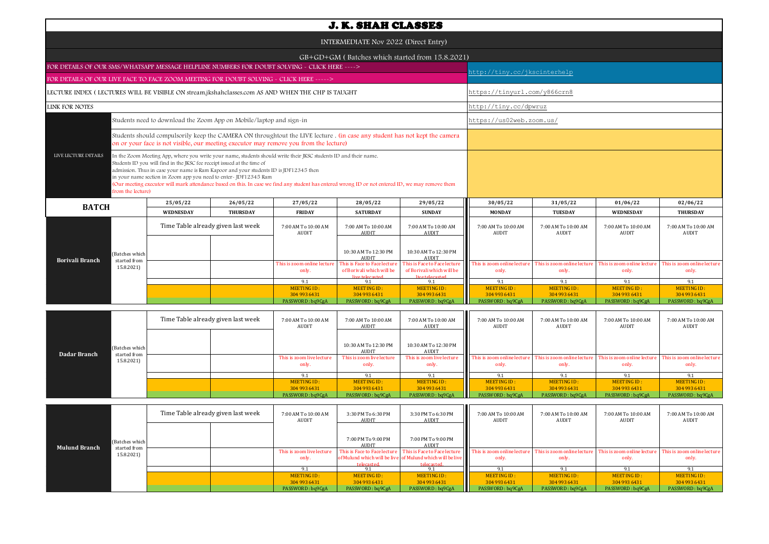# J. K. SHAH CLASSES

INTERMEDIATE Nov 2022 (Direct Entry)

GB+GD+GM ( Batches which started from 15.8.2021)

| | |
|---|---|
| FOR DETAILS OF OUR SMS/WHATSAPP MESSAGE HELPLINE NUMBERS FOR DOUBT SOLVING - CLICK HERE ----> | http://tiny.cc/jkscinterhelp |
| FOR DETAILS OF OUR LIVE FACE TO FACE ZOOM MEETING FOR DOUBT SOLVING - CLICK HERE -----> | |
| LECTURE INDEX ( LECTURES WILL BE VISIBLE ON stream.jkshahclasses.com AS AND WHEN THE CHP IS TAUGHT | https://tinyurl.com/y866crn8 |
| LINK FOR NOTES | http://tiny.cc/dpwruz |

**LIVE LECTURE DETAILS**

- Students need to download the Zoom App on Mobile/laptop and sign-in — https://us02web.zoom.us/
- Students should compulsorily keep the CAMERA ON throughtout the LIVE lecture . (in case any student has not kept the camera on or your face is not visible, our meeting executor may remove you from the lecture)
- In the Zoom Meeting App, where you write your name, students should write their JKSC students ID and their name. Students ID you will find in the JKSC fee receipt issued at the time of admission. Thus in case your name is Ram Kapoor and your students ID is JDF12345 then in your name section in Zoom app you need to enter- JDF12345 Ram (Our meeting executor will mark attendance based on this. In case we find any student has entered wrong ID or not entered ID, we may remove them from the lecture)

| BATCH | | 25/05/22 WEDNESDAY | 26/05/22 THURSDAY | 27/05/22 FRIDAY | 28/05/22 SATURDAY | 29/05/22 SUNDAY | 30/05/22 MONDAY | 31/05/22 TUESDAY | 01/06/22 WEDNESDAY | 02/06/22 THURSDAY |
|---|---|---|---|---|---|---|---|---|---|---|
| **Borivali Branch** | (Batches which started from 15.8.2021) | Time Table already given last week | | 7:00 AM To 10:00 AM AUDIT | 7:00 AM To 10:00 AM AUDIT | 7:00 AM To 10:00 AM AUDIT | 7:00 AM To 10:00 AM AUDIT | 7:00 AM To 10:00 AM AUDIT | 7:00 AM To 10:00 AM AUDIT | 7:00 AM To 10:00 AM AUDIT |
| | | | | | 10:30 AM To 12:30 PM AUDIT | 10:30 AM To 12:30 PM AUDIT | | | | |
| | | | | This is zoom online lecture only. | This is Face to Face lecture of Borivali which will be live telecasted. | This is Face to Face lecture of Borivali which will be live telecasted. | This is zoom online lecture only. | This is zoom online lecture only. | This is zoom online lecture only. | This is zoom online lecture only. |
| | | | | 9.1 | 9.1 | 9.1 | 9.1 | 9.1 | 9.1 | 9.1 |
| | | | | MEETING ID : 304 993 6431 | MEETING ID : 304 993 6431 | MEETING ID : 304 993 6431 | MEETING ID : 304 993 6431 | MEETING ID : 304 993 6431 | MEETING ID : 304 993 6431 | MEETING ID : 304 993 6431 |
| | | | | PASSWORD : bq9CgA | PASSWORD : bq9CgA | PASSWORD : bq9CgA | PASSWORD : bq9CgA | PASSWORD : bq9CgA | PASSWORD : bq9CgA | PASSWORD : bq9CgA |
| **Dadar Branch** | (Batches which started from 15.8.2021) | Time Table already given last week | | 7:00 AM To 10:00 AM AUDIT | 7:00 AM To 10:00 AM AUDIT | 7:00 AM To 10:00 AM AUDIT | 7:00 AM To 10:00 AM AUDIT | 7:00 AM To 10:00 AM AUDIT | 7:00 AM To 10:00 AM AUDIT | 7:00 AM To 10:00 AM AUDIT |
| | | | | | 10:30 AM To 12:30 PM AUDIT | 10:30 AM To 12:30 PM AUDIT | | | | |
| | | | | This is zoom live lecture only. | This is zoom live lecture only. | This is zoom live lecture only. | This is zoom online lecture only. | This is zoom online lecture only. | This is zoom online lecture only. | This is zoom online lecture only. |
| | | | | 9.1 | 9.1 | 9.1 | 9.1 | 9.1 | 9.1 | 9.1 |
| | | | | MEETING ID : 304 993 6431 | MEETING ID : 304 993 6431 | MEETING ID : 304 993 6431 | MEETING ID : 304 993 6431 | MEETING ID : 304 993 6431 | MEETING ID : 304 993 6431 | MEETING ID : 304 993 6431 |
| | | | | PASSWORD : bq9CgA | PASSWORD : bq9CgA | PASSWORD : bq9CgA | PASSWORD : bq9CgA | PASSWORD : bq9CgA | PASSWORD : bq9CgA | PASSWORD : bq9CgA |
| **Mulund Branch** | (Batches which started from 15.8.2021) | Time Table already given last week | | 7:00 AM To 10:00 AM AUDIT | 3:30 PM To 6:30 PM AUDIT | 3:30 PM To 6:30 PM AUDIT | 7:00 AM To 10:00 AM AUDIT | 7:00 AM To 10:00 AM AUDIT | 7:00 AM To 10:00 AM AUDIT | 7:00 AM To 10:00 AM AUDIT |
| | | | | | 7:00 PM To 9:00 PM AUDIT | 7:00 PM To 9:00 PM AUDIT | | | | |
| | | | | This is zoom live lecture only. | This is Face to Face lecture of Mulund which will be live telecasted. | This is Face to Face lecture of Mulund which will be live telecasted. | This is zoom online lecture only. | This is zoom online lecture only. | This is zoom online lecture only. | This is zoom online lecture only. |
| | | | | 9.1 | 9.1 | 9.1 | 9.1 | 9.1 | 9.1 | 9.1 |
| | | | | MEETING ID : 304 993 6431 | MEETING ID : 304 993 6431 | MEETING ID : 304 993 6431 | MEETING ID : 304 993 6431 | MEETING ID : 304 993 6431 | MEETING ID : 304 993 6431 | MEETING ID : 304 993 6431 |
| | | | | PASSWORD : bq9CgA | PASSWORD : bq9CgA | PASSWORD : bq9CgA | PASSWORD : bq9CgA | PASSWORD : bq9CgA | PASSWORD : bq9CgA | PASSWORD : bq9CgA |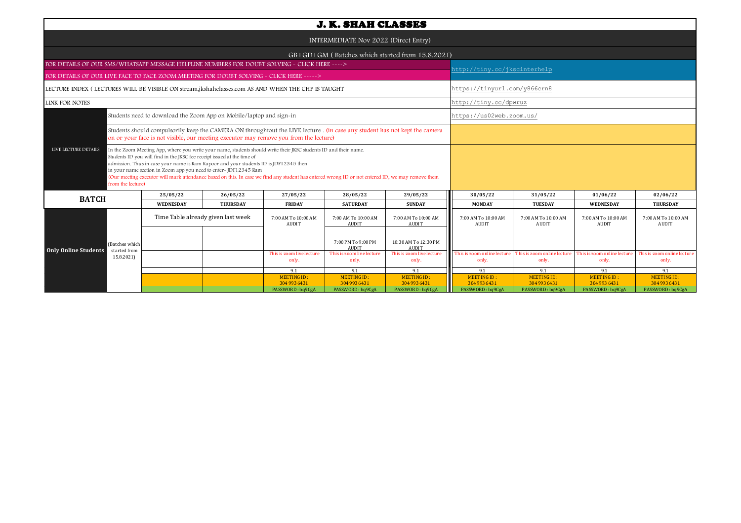# J. K. SHAH CLASSES

INTERMEDIATE Nov 2022 (Direct Entry)

GB+GD+GM ( Batches which started from 15.8.2021)

| | |
|---|---|
| FOR DETAILS OF OUR SMS/WHATSAPP MESSAGE HELPLINE NUMBERS FOR DOUBT SOLVING - CLICK HERE ----> FOR DETAILS OF OUR LIVE FACE TO FACE ZOOM MEETING FOR DOUBT SOLVING - CLICK HERE -----> | http://tiny.cc/jkscinterhelp |
| LECTURE INDEX ( LECTURES WILL BE VISIBLE ON stream.jkshahclasses.com AS AND WHEN THE CHP IS TAUGHT | https://tinyurl.com/y866crn8 |
| LINK FOR NOTES | http://tiny.cc/dpwruz |

**LIVE LECTURE DETAILS**

Students need to download the Zoom App on Mobile/laptop and sign-in — https://us02web.zoom.us/

Students should compulsorily keep the CAMERA ON throughtout the LIVE lecture . (in case any student has not kept the camera on or your face is not visible, our meeting executor may remove you from the lecture)

In the Zoom Meeting App, where you write your name, students should write their JKSC students ID and their name. Students ID you will find in the JKSC fee receipt issued at the time of admission. Thus in case your name is Ram Kapoor and your students ID is JDF12345 then in your name section in Zoom app you need to enter- JDF12345 Ram
(Our meeting executor will mark attendance based on this. In case we find any student has entered wrong ID or not entered ID, we may remove them from the lecture)

| BATCH | | 25/05/22 | 26/05/22 | 27/05/22 | 28/05/22 | 29/05/22 | 30/05/22 | 31/05/22 | 01/06/22 | 02/06/22 |
|---|---|---|---|---|---|---|---|---|---|---|
| | | WEDNESDAY | THURSDAY | FRIDAY | SATURDAY | SUNDAY | MONDAY | TUESDAY | WEDNESDAY | THURSDAY |
| Only Online Students | (Batches which started from 15.8.2021) | Time Table already given last week | | 7:00 AM To 10:00 AM AUDIT | 7:00 AM To 10:00 AM AUDIT | 7:00 AM To 10:00 AM AUDIT | 7:00 AM To 10:00 AM AUDIT | 7:00 AM To 10:00 AM AUDIT | 7:00 AM To 10:00 AM AUDIT | 7:00 AM To 10:00 AM AUDIT |
| | | | | | 7:00 PM To 9:00 PM AUDIT | 10:30 AM To 12:30 PM AUDIT | | | | |
| | | | | This is zoom live lecture only. | This is zoom live lecture only. | This is zoom live lecture only. | This is zoom online lecture only. | This is zoom online lecture only. | This is zoom online lecture only. | This is zoom online lecture only. |
| | | | | 9.1 | 9.1 | 9.1 | 9.1 | 9.1 | 9.1 | 9.1 |
| | | | | MEETING ID : 304 993 6431 | MEETING ID : 304 993 6431 | MEETING ID : 304 993 6431 | MEETING ID : 304 993 6431 | MEETING ID : 304 993 6431 | MEETING ID : 304 993 6431 | MEETING ID : 304 993 6431 |
| | | | | PASSWORD : bq9CgA | PASSWORD : bq9CgA | PASSWORD : bq9CgA | PASSWORD : bq9CgA | PASSWORD : bq9CgA | PASSWORD : bq9CgA | PASSWORD : bq9CgA |